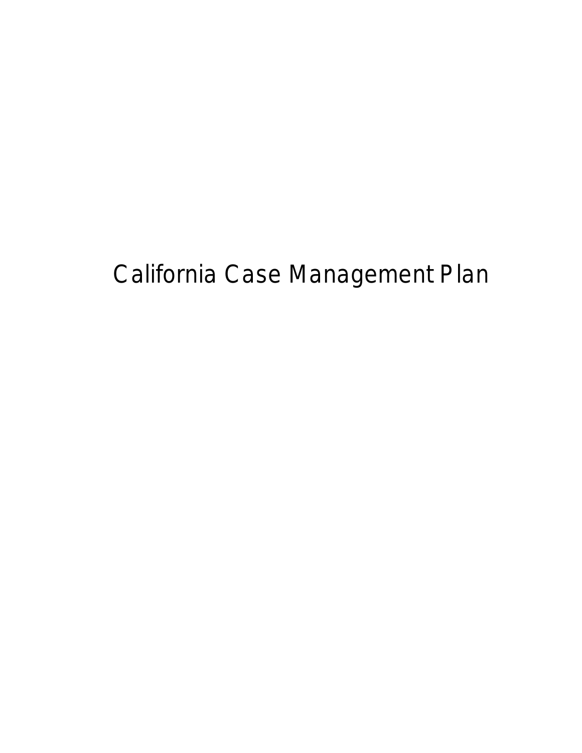# California Case Management Plan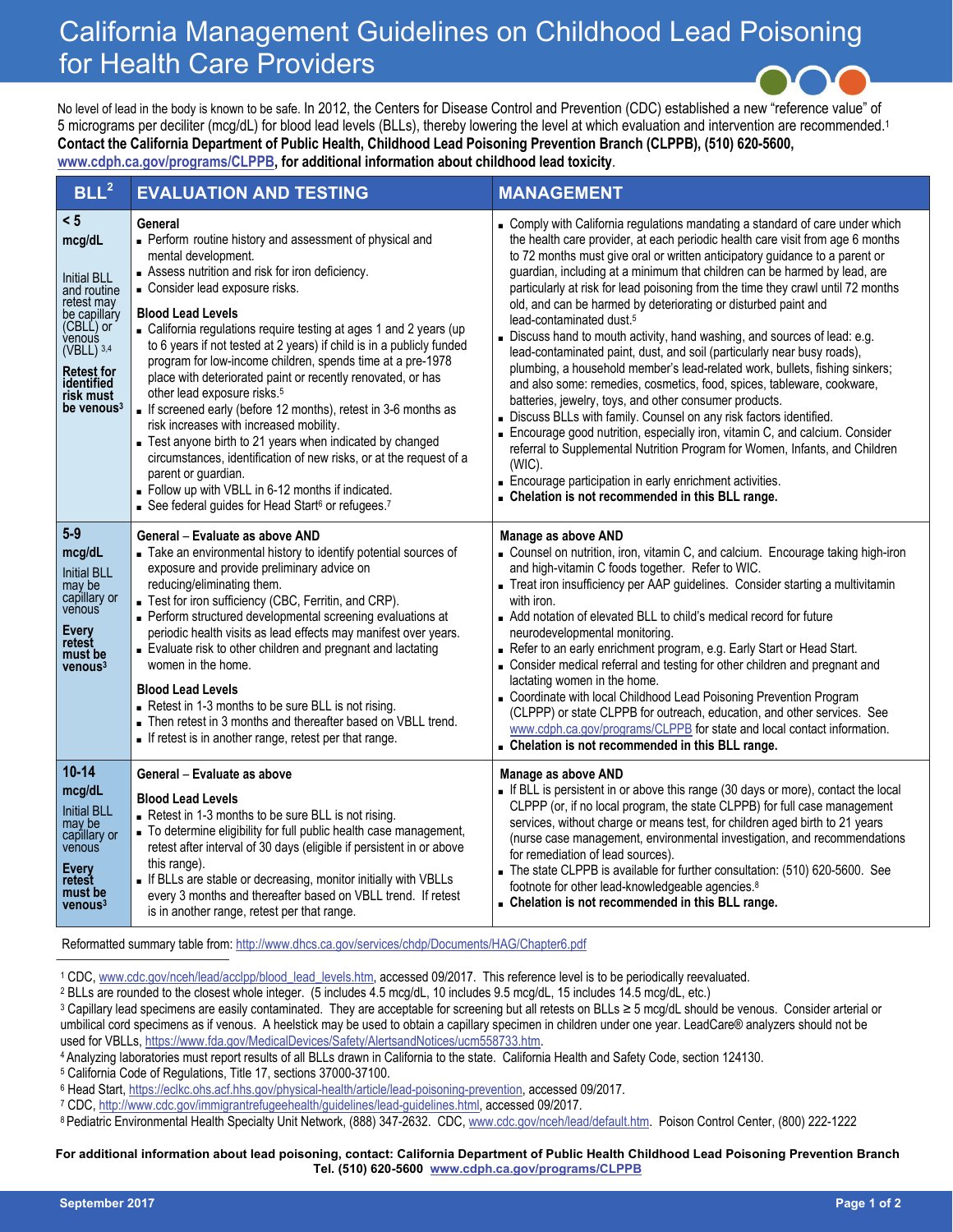# California Management Guidelines on Childhood Lead Poisoning for Health Care Providers

No level of lead in the body is known to be safe. In 2012, the Centers for Disease Control and Prevention (CDC) established a new "reference value" of 5 micrograms per deciliter (mcg/dL) for blood lead levels (BLLs), thereby lowering the level at which evaluation and intervention are recommended.[1] **Contact the California Department of Public Health, Childhood Lead Poisoning Prevention Branch (CLPPB), (510) 620-5600, www.cdph.ca.gov/programs/CLPPB, for additional information about childhood lead toxicity**.

| BLL[2] | EVALUATION AND TESTING | MANAGEMENT |
|---|---|---|
| **< 5 mcg/dL**<br><br>Initial BLL and routine retest may be capillary (CBLL) or venous (VBLL)[3,4]<br><br>**Retest for identified risk must be venous[3]** | **General**<br>- Perform routine history and assessment of physical and mental development.<br>- Assess nutrition and risk for iron deficiency.<br>- Consider lead exposure risks.<br><br>**Blood Lead Levels**<br>- California regulations require testing at ages 1 and 2 years (up to 6 years if not tested at 2 years) if child is in a publicly funded program for low-income children, spends time at a pre-1978 place with deteriorated paint or recently renovated, or has other lead exposure risks.[5]<br>- If screened early (before 12 months), retest in 3-6 months as risk increases with increased mobility.<br>- Test anyone birth to 21 years when indicated by changed circumstances, identification of new risks, or at the request of a parent or guardian.<br>- Follow up with VBLL in 6-12 months if indicated.<br>- See federal guides for Head Start[6] or refugees.[7] | - Comply with California regulations mandating a standard of care under which the health care provider, at each periodic health care visit from age 6 months to 72 months must give oral or written anticipatory guidance to a parent or guardian, including at a minimum that children can be harmed by lead, are particularly at risk for lead poisoning from the time they crawl until 72 months old, and can be harmed by deteriorating or disturbed paint and lead-contaminated dust.[5]<br>- Discuss hand to mouth activity, hand washing, and sources of lead: e.g. lead-contaminated paint, dust, and soil (particularly near busy roads), plumbing, a household member's lead-related work, bullets, fishing sinkers; and also some: remedies, cosmetics, food, spices, tableware, cookware, batteries, jewelry, toys, and other consumer products.<br>- Discuss BLLs with family. Counsel on any risk factors identified.<br>- Encourage good nutrition, especially iron, vitamin C, and calcium. Consider referral to Supplemental Nutrition Program for Women, Infants, and Children (WIC).<br>- Encourage participation in early enrichment activities.<br>- **Chelation is not recommended in this BLL range.** |
| **5-9 mcg/dL**<br><br>Initial BLL may be capillary or venous<br><br>**Every retest must be venous[3]** | **General** – Evaluate as above AND<br>- Take an environmental history to identify potential sources of exposure and provide preliminary advice on reducing/eliminating them.<br>- Test for iron sufficiency (CBC, Ferritin, and CRP).<br>- Perform structured developmental screening evaluations at periodic health visits as lead effects may manifest over years.<br>- Evaluate risk to other children and pregnant and lactating women in the home.<br><br>**Blood Lead Levels**<br>- Retest in 1-3 months to be sure BLL is not rising.<br>- Then retest in 3 months and thereafter based on VBLL trend.<br>- If retest is in another range, retest per that range. | **Manage as above AND**<br>- Counsel on nutrition, iron, vitamin C, and calcium. Encourage taking high-iron and high-vitamin C foods together. Refer to WIC.<br>- Treat iron insufficiency per AAP guidelines. Consider starting a multivitamin with iron.<br>- Add notation of elevated BLL to child's medical record for future neurodevelopmental monitoring.<br>- Refer to an early enrichment program, e.g. Early Start or Head Start.<br>- Consider medical referral and testing for other children and pregnant and lactating women in the home.<br>- Coordinate with local Childhood Lead Poisoning Prevention Program (CLPPP) or state CLPPB for outreach, education, and other services. See www.cdph.ca.gov/programs/CLPPB for state and local contact information.<br>- **Chelation is not recommended in this BLL range.** |
| **10-14 mcg/dL**<br><br>Initial BLL may be capillary or venous<br><br>**Every retest must be venous[3]** | **General** – Evaluate as above<br><br>**Blood Lead Levels**<br>- Retest in 1-3 months to be sure BLL is not rising.<br>- To determine eligibility for full public health case management, retest after interval of 30 days (eligible if persistent in or above this range).<br>- If BLLs are stable or decreasing, monitor initially with VBLLs every 3 months and thereafter based on VBLL trend. If retest is in another range, retest per that range. | **Manage as above AND**<br>- If BLL is persistent in or above this range (30 days or more), contact the local CLPPP (or, if no local program, the state CLPPB) for full case management services, without charge or means test, for children aged birth to 21 years (nurse case management, environmental investigation, and recommendations for remediation of lead sources).<br>- The state CLPPB is available for further consultation: (510) 620-5600. See footnote for other lead-knowledgeable agencies.[8]<br>- **Chelation is not recommended in this BLL range.** |

Reformatted summary table from: http://www.dhcs.ca.gov/services/chdp/Documents/HAG/Chapter6.pdf

---

[1] CDC, www.cdc.gov/nceh/lead/acclpp/blood_lead_levels.htm, accessed 09/2017. This reference level is to be periodically reevaluated.

[2] BLLs are rounded to the closest whole integer. (5 includes 4.5 mcg/dL, 10 includes 9.5 mcg/dL, 15 includes 14.5 mcg/dL, etc.)

[3] Capillary lead specimens are easily contaminated. They are acceptable for screening but all retests on BLLs ≥ 5 mcg/dL should be venous. Consider arterial or umbilical cord specimens as if venous. A heelstick may be used to obtain a capillary specimen in children under one year. LeadCare® analyzers should not be used for VBLLs, https://www.fda.gov/MedicalDevices/Safety/AlertsandNotices/ucm558733.htm.

[4] Analyzing laboratories must report results of all BLLs drawn in California to the state. California Health and Safety Code, section 124130.

[5] California Code of Regulations, Title 17, sections 37000-37100.

[6] Head Start, https://eclkc.ohs.acf.hhs.gov/physical-health/article/lead-poisoning-prevention, accessed 09/2017.

[7] CDC, http://www.cdc.gov/immigrantrefugeehealth/guidelines/lead-guidelines.html, accessed 09/2017.

[8] Pediatric Environmental Health Specialty Unit Network, (888) 347-2632. CDC, www.cdc.gov/nceh/lead/default.htm. Poison Control Center, (800) 222-1222

**For additional information about lead poisoning, contact: California Department of Public Health Childhood Lead Poisoning Prevention Branch Tel. (510) 620-5600 www.cdph.ca.gov/programs/CLPPB**

September 2017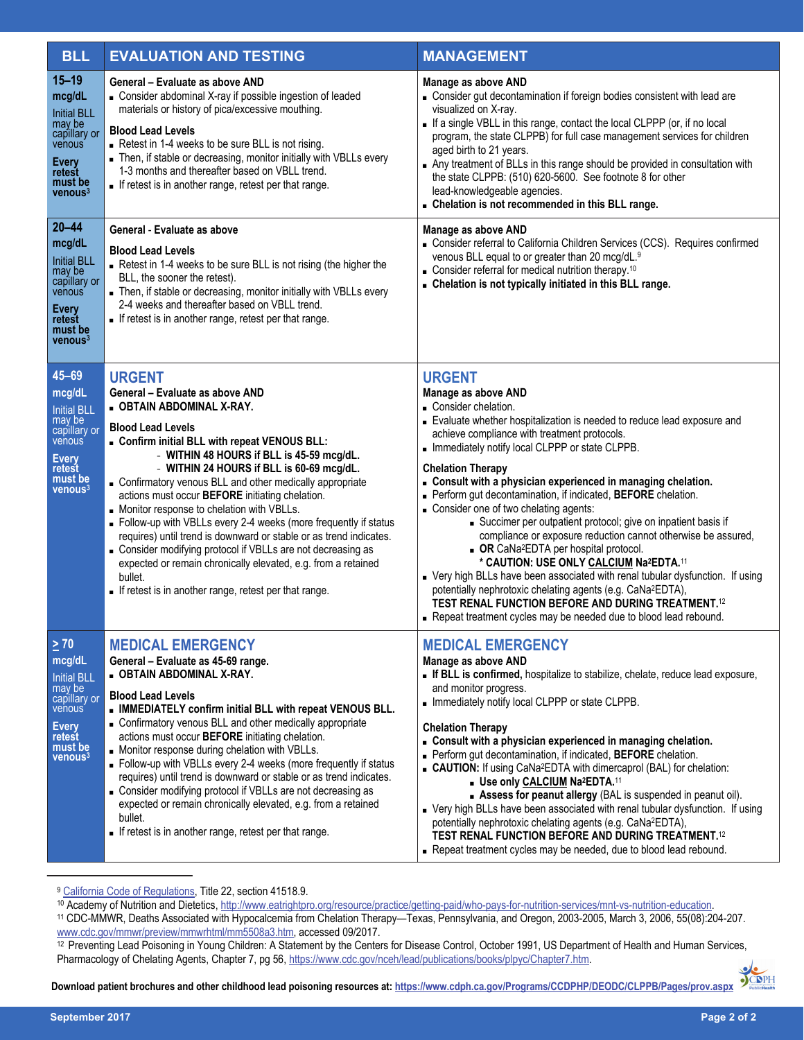| BLL | EVALUATION AND TESTING | MANAGEMENT |
|---|---|---|
| **15–19 mcg/dL**<br>Initial BLL may be capillary or venous<br>**Every retest must be venous[3]** | **General – Evaluate as above AND**<br>- Consider abdominal X-ray if possible ingestion of leaded materials or history of pica/excessive mouthing.<br><br>**Blood Lead Levels**<br>- Retest in 1-4 weeks to be sure BLL is not rising.<br>- Then, if stable or decreasing, monitor initially with VBLLs every 1-3 months and thereafter based on VBLL trend.<br>- If retest is in another range, retest per that range. | **Manage as above AND**<br>- Consider gut decontamination if foreign bodies consistent with lead are visualized on X-ray.<br>- If a single VBLL in this range, contact the local CLPPP (or, if no local program, the state CLPPB) for full case management services for children aged birth to 21 years.<br>- Any treatment of BLLs in this range should be provided in consultation with the state CLPPB: (510) 620-5600. See footnote 8 for other lead-knowledgeable agencies.<br>- **Chelation is not recommended in this BLL range.** |
| **20–44 mcg/dL**<br>Initial BLL may be capillary or venous<br>**Every retest must be venous[3]** | **General** - **Evaluate as above**<br><br>**Blood Lead Levels**<br>- Retest in 1-4 weeks to be sure BLL is not rising (the higher the BLL, the sooner the retest).<br>- Then, if stable or decreasing, monitor initially with VBLLs every 2-4 weeks and thereafter based on VBLL trend.<br>- If retest is in another range, retest per that range. | **Manage as above AND**<br>- Consider referral to California Children Services (CCS). Requires confirmed venous BLL equal to or greater than 20 mcg/dL.[9]<br>- Consider referral for medical nutrition therapy.[10]<br>- **Chelation is not typically initiated in this BLL range.** |
| **45–69 mcg/dL**<br>Initial BLL may be capillary or venous<br>**Every retest must be venous[3]** | **URGENT**<br>**General – Evaluate as above AND**<br>- **OBTAIN ABDOMINAL X-RAY.**<br><br>**Blood Lead Levels**<br>- **Confirm initial BLL with repeat VENOUS BLL:**<br>  - **WITHIN 48 HOURS if BLL is 45-59 mcg/dL.**<br>  - **WITHIN 24 HOURS if BLL is 60-69 mcg/dL.**<br>- Confirmatory venous BLL and other medically appropriate actions must occur **BEFORE** initiating chelation.<br>- Monitor response to chelation with VBLLs.<br>- Follow-up with VBLLs every 2-4 weeks (more frequently if status requires) until trend is downward or stable or as trend indicates.<br>- Consider modifying protocol if VBLLs are not decreasing as expected or remain chronically elevated, e.g. from a retained bullet.<br>- If retest is in another range, retest per that range. | **URGENT**<br>**Manage as above AND**<br>- Consider chelation.<br>- Evaluate whether hospitalization is needed to reduce lead exposure and achieve compliance with treatment protocols.<br>- Immediately notify local CLPPP or state CLPPB.<br><br>**Chelation Therapy**<br>- **Consult with a physician experienced in managing chelation.**<br>- Perform gut decontamination, if indicated, **BEFORE** chelation.<br>- Consider one of two chelating agents:<br>  - Succimer per outpatient protocol; give on inpatient basis if compliance or exposure reduction cannot otherwise be assured.<br>  - **OR** $CaNa^2EDTA$ per hospital protocol.<br>  **\* CAUTION: USE ONLY CALCIUM $Na^2EDTA$.**[11]<br>- Very high BLLs have been associated with renal tubular dysfunction. If using potentially nephrotoxic chelating agents (e.g. $CaNa^2EDTA$), **TEST RENAL FUNCTION BEFORE AND DURING TREATMENT.**[12]<br>- Repeat treatment cycles may be needed due to blood lead rebound. |
| **≥ 70 mcg/dL**<br>Initial BLL may be capillary or venous<br>**Every retest must be venous[3]** | **MEDICAL EMERGENCY**<br>**General – Evaluate as 45-69 range.**<br>- **OBTAIN ABDOMINAL X-RAY.**<br><br>**Blood Lead Levels**<br>- **IMMEDIATELY confirm initial BLL with repeat VENOUS BLL.**<br>- Confirmatory venous BLL and other medically appropriate actions must occur **BEFORE** initiating chelation.<br>- Monitor response during chelation with VBLLs.<br>- Follow-up with VBLLs every 2-4 weeks (more frequently if status requires) until trend is downward or stable or as trend indicates.<br>- Consider modifying protocol if VBLLs are not decreasing as expected or remain chronically elevated, e.g. from a retained bullet.<br>- If retest is in another range, retest per that range. | **MEDICAL EMERGENCY**<br>**Manage as above AND**<br>- **If BLL is confirmed,** hospitalize to stabilize, chelate, reduce lead exposure, and monitor progress.<br>- Immediately notify local CLPPP or state CLPPB.<br><br>**Chelation Therapy**<br>- **Consult with a physician experienced in managing chelation.**<br>- Perform gut decontamination, if indicated, **BEFORE** chelation.<br>- **CAUTION:** If using $CaNa^2EDTA$ with dimercaprol (BAL) for chelation:<br>  - **Use only CALCIUM $Na^2EDTA$.**[11]<br>  - **Assess for peanut allergy** (BAL is suspended in peanut oil).<br>- Very high BLLs have been associated with renal tubular dysfunction. If using potentially nephrotoxic chelating agents (e.g. $CaNa^2EDTA$), **TEST RENAL FUNCTION BEFORE AND DURING TREATMENT.**[12]<br>- Repeat treatment cycles may be needed, due to blood lead rebound. |

---

[9] California Code of Regulations, Title 22, section 41518.9.

[10] Academy of Nutrition and Dietetics, http://www.eatrightpro.org/resource/practice/getting-paid/who-pays-for-nutrition-services/mnt-vs-nutrition-education.

[11] CDC-MMWR, Deaths Associated with Hypocalcemia from Chelation Therapy—Texas, Pennsylvania, and Oregon, 2003-2005, March 3, 2006, 55(08):204-207. www.cdc.gov/mmwr/preview/mmwrhtml/mm5508a3.htm, accessed 09/2017.

[12] Preventing Lead Poisoning in Young Children: A Statement by the Centers for Disease Control, October 1991, US Department of Health and Human Services, Pharmacology of Chelating Agents, Chapter 7, pg 56, https://www.cdc.gov/nceh/lead/publications/books/plpyc/Chapter7.htm.

**Download patient brochures and other childhood lead poisoning resources at: https://www.cdph.ca.gov/Programs/CCDPHP/DEODC/CLPPB/Pages/prov.aspx**

September 2017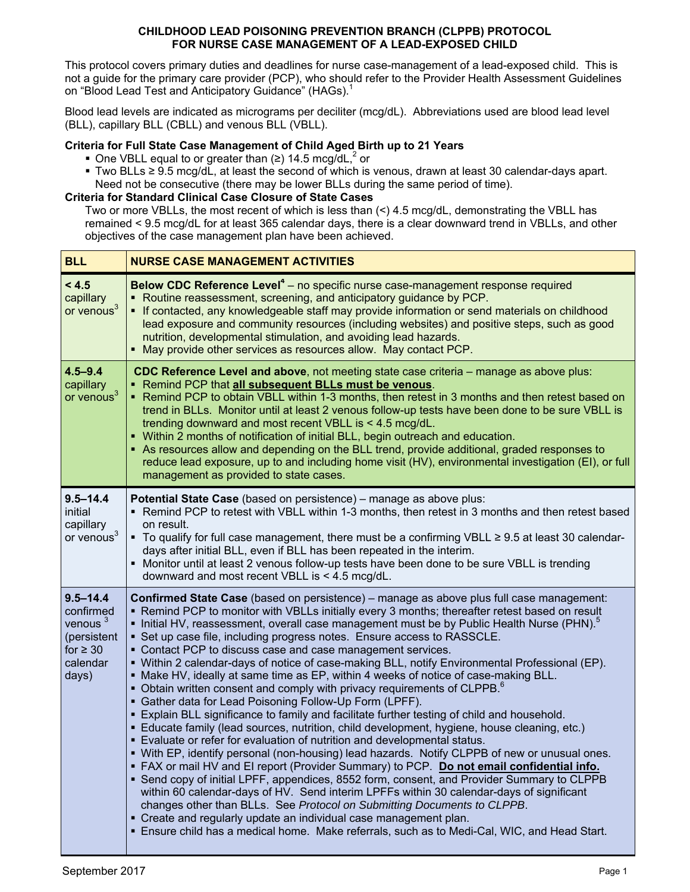# CHILDHOOD LEAD POISONING PREVENTION BRANCH (CLPPB) PROTOCOL FOR NURSE CASE MANAGEMENT OF A LEAD-EXPOSED CHILD

This protocol covers primary duties and deadlines for nurse case-management of a lead-exposed child. This is not a guide for the primary care provider (PCP), who should refer to the Provider Health Assessment Guidelines on “Blood Lead Test and Anticipatory Guidance” (HAGs).[1]

Blood lead levels are indicated as micrograms per deciliter (mcg/dL). Abbreviations used are blood lead level (BLL), capillary BLL (CBLL) and venous BLL (VBLL).

**Criteria for Full State Case Management of Child Aged Birth up to 21 Years**

- One VBLL equal to or greater than (≥) 14.5 mcg/dL,[2] or
- Two BLLs ≥ 9.5 mcg/dL, at least the second of which is venous, drawn at least 30 calendar-days apart. Need not be consecutive (there may be lower BLLs during the same period of time).

**Criteria for Standard Clinical Case Closure of State Cases**

Two or more VBLLs, the most recent of which is less than (<) 4.5 mcg/dL, demonstrating the VBLL has remained < 9.5 mcg/dL for at least 365 calendar days, there is a clear downward trend in VBLLs, and other objectives of the case management plan have been achieved.

| BLL | NURSE CASE MANAGEMENT ACTIVITIES |
|---|---|
| **< 4.5** capillary or venous[3] | **Below CDC Reference Level[4]** – no specific nurse case-management response required<br>▪ Routine reassessment, screening, and anticipatory guidance by PCP.<br>▪ If contacted, any knowledgeable staff may provide information or send materials on childhood lead exposure and community resources (including websites) and positive steps, such as good nutrition, developmental stimulation, and avoiding lead hazards.<br>▪ May provide other services as resources allow. May contact PCP. |
| **4.5–9.4** capillary or venous[3] | **CDC Reference Level and above**, not meeting state case criteria – manage as above plus:<br>▪ Remind PCP that **<u>all subsequent BLLs must be venous</u>**.<br>▪ Remind PCP to obtain VBLL within 1-3 months, then retest in 3 months and then retest based on trend in BLLs. Monitor until at least 2 venous follow-up tests have been done to be sure VBLL is trending downward and most recent VBLL is < 4.5 mcg/dL.<br>▪ Within 2 months of notification of initial BLL, begin outreach and education.<br>▪ As resources allow and depending on the BLL trend, provide additional, graded responses to reduce lead exposure, up to and including home visit (HV), environmental investigation (EI), or full management as provided to state cases. |
| **9.5–14.4** initial capillary or venous[3] | **Potential State Case** (based on persistence) – manage as above plus:<br>▪ Remind PCP to retest with VBLL within 1-3 months, then retest in 3 months and then retest based on result.<br>▪ To qualify for full case management, there must be a confirming VBLL ≥ 9.5 at least 30 calendar-days after initial BLL, even if BLL has been repeated in the interim.<br>▪ Monitor until at least 2 venous follow-up tests have been done to be sure VBLL is trending downward and most recent VBLL is < 4.5 mcg/dL. |
| **9.5–14.4** confirmed venous[3] (persistent for ≥ 30 calendar days) | **Confirmed State Case** (based on persistence) – manage as above plus full case management:<br>▪ Remind PCP to monitor with VBLLs initially every 3 months; thereafter retest based on result<br>▪ Initial HV, reassessment, overall case management must be by Public Health Nurse (PHN).[5]<br>▪ Set up case file, including progress notes. Ensure access to RASSCLE.<br>▪ Contact PCP to discuss case and case management services.<br>▪ Within 2 calendar-days of notice of case-making BLL, notify Environmental Professional (EP).<br>▪ Make HV, ideally at same time as EP, within 4 weeks of notice of case-making BLL.<br>▪ Obtain written consent and comply with privacy requirements of CLPPB.[6]<br>▪ Gather data for Lead Poisoning Follow-Up Form (LPFF).<br>▪ Explain BLL significance to family and facilitate further testing of child and household.<br>▪ Educate family (lead sources, nutrition, child development, hygiene, house cleaning, etc.)<br>▪ Evaluate or refer for evaluation of nutrition and developmental status.<br>▪ With EP, identify personal (non-housing) lead hazards. Notify CLPPB of new or unusual ones.<br>▪ FAX or mail HV and EI report (Provider Summary) to PCP. **<u>Do not email confidential info.</u>**<br>▪ Send copy of initial LPFF, appendices, 8552 form, consent, and Provider Summary to CLPPB within 60 calendar-days of HV. Send interim LPFFs within 30 calendar-days of significant changes other than BLLs. See *Protocol on Submitting Documents to CLPPB*.<br>▪ Create and regularly update an individual case management plan.<br>▪ Ensure child has a medical home. Make referrals, such as to Medi-Cal, WIC, and Head Start. |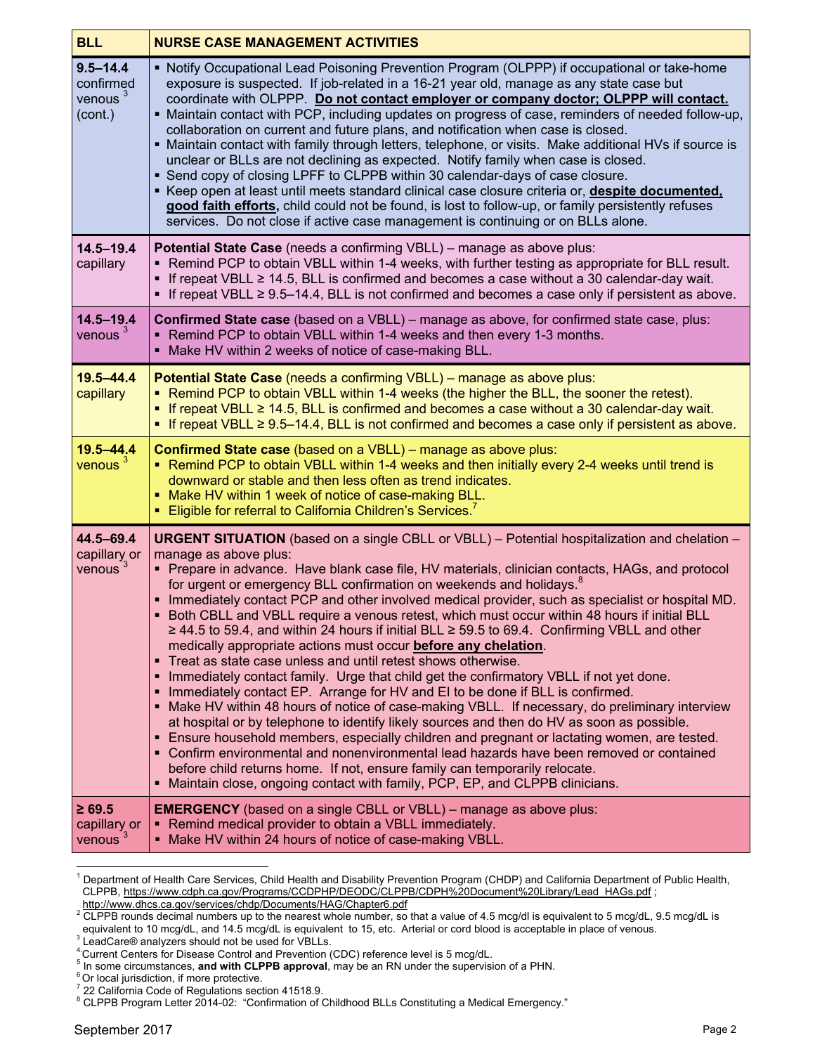| BLL | NURSE CASE MANAGEMENT ACTIVITIES |
|---|---|
| 9.5–14.4 confirmed venous [3] (cont.) | ▪ Notify Occupational Lead Poisoning Prevention Program (OLPPP) if occupational or take-home exposure is suspected. If job-related in a 16-21 year old, manage as any state case but coordinate with OLPPP. **<u>Do not contact employer or company doctor; OLPPP will contact.</u>**<br>▪ Maintain contact with PCP, including updates on progress of case, reminders of needed follow-up, collaboration on current and future plans, and notification when case is closed.<br>▪ Maintain contact with family through letters, telephone, or visits. Make additional HVs if source is unclear or BLLs are not declining as expected. Notify family when case is closed.<br>▪ Send copy of closing LPFF to CLPPB within 30 calendar-days of case closure.<br>▪ Keep open at least until meets standard clinical case closure criteria or, **<u>despite documented, good faith efforts,</u>** child could not be found, is lost to follow-up, or family persistently refuses services. Do not close if active case management is continuing or on BLLs alone. |
| **14.5–19.4** capillary | **Potential State Case** (needs a confirming VBLL) – manage as above plus:<br>▪ Remind PCP to obtain VBLL within 1-4 weeks, with further testing as appropriate for BLL result.<br>▪ If repeat VBLL ≥ 14.5, BLL is confirmed and becomes a case without a 30 calendar-day wait.<br>▪ If repeat VBLL ≥ 9.5–14.4, BLL is not confirmed and becomes a case only if persistent as above. |
| **<u>14.5–19.4</u>** venous [3] | **Confirmed State case** (based on a VBLL) – manage as above, for confirmed state case, plus:<br>▪ Remind PCP to obtain VBLL within 1-4 weeks and then every 1-3 months.<br>▪ Make HV within 2 weeks of notice of case-making BLL. |
| **19.5–44.4** capillary | **Potential State Case** (needs a confirming VBLL) – manage as above plus:<br>▪ Remind PCP to obtain VBLL within 1-4 weeks (the higher the BLL, the sooner the retest).<br>▪ If repeat VBLL ≥ 14.5, BLL is confirmed and becomes a case without a 30 calendar-day wait.<br>▪ If repeat VBLL ≥ 9.5–14.4, BLL is not confirmed and becomes a case only if persistent as above. |
| **<u>19.5–44.4</u>** venous [3] | **Confirmed State case** (based on a VBLL) – manage as above plus:<br>▪ Remind PCP to obtain VBLL within 1-4 weeks and then initially every 2-4 weeks until trend is downward or stable and then less often as trend indicates.<br>▪ Make HV within 1 week of notice of case-making BLL.<br>▪ Eligible for referral to California Children's Services.[7] |
| **44.5–69.4** capillary or venous [3] | **URGENT SITUATION** (based on a single CBLL or VBLL) – Potential hospitalization and chelation – manage as above plus:<br>▪ Prepare in advance. Have blank case file, HV materials, clinician contacts, HAGs, and protocol for urgent or emergency BLL confirmation on weekends and holidays.[8]<br>▪ Immediately contact PCP and other involved medical provider, such as specialist or hospital MD.<br>▪ Both CBLL and VBLL require a venous retest, which must occur within 48 hours if initial BLL ≥ 44.5 to 59.4, and within 24 hours if initial BLL ≥ 59.5 to 69.4. Confirming VBLL and other medically appropriate actions must occur **<u>before any chelation</u>**.<br>▪ Treat as state case unless and until retest shows otherwise.<br>▪ Immediately contact family. Urge that child get the confirmatory VBLL if not yet done.<br>▪ Immediately contact EP. Arrange for HV and EI to be done if BLL is confirmed.<br>▪ Make HV within 48 hours of notice of case-making VBLL. If necessary, do preliminary interview at hospital or by telephone to identify likely sources and then do HV as soon as possible.<br>▪ Ensure household members, especially children and pregnant or lactating women, are tested.<br>▪ Confirm environmental and nonenvironmental lead hazards have been removed or contained before child returns home. If not, ensure family can temporarily relocate.<br>▪ Maintain close, ongoing contact with family, PCP, EP, and CLPPB clinicians. |
| **≥ 69.5** capillary or venous [3] | **EMERGENCY** (based on a single CBLL or VBLL) – manage as above plus:<br>▪ Remind medical provider to obtain a VBLL immediately.<br>▪ Make HV within 24 hours of notice of case-making VBLL. |

[1] Department of Health Care Services, Child Health and Disability Prevention Program (CHDP) and California Department of Public Health, CLPPB, https://www.cdph.ca.gov/Programs/CCDPHP/DEODC/CLPPB/CDPH%20Document%20Library/Lead_HAGs.pdf ; http://www.dhcs.ca.gov/services/chdp/Documents/HAG/Chapter6.pdf

[2] CLPPB rounds decimal numbers up to the nearest whole number, so that a value of 4.5 mcg/dl is equivalent to 5 mcg/dL, 9.5 mcg/dL is equivalent to 10 mcg/dL, and 14.5 mcg/dL is equivalent to 15, etc. Arterial or cord blood is acceptable in place of venous.

[3] LeadCare® analyzers should not be used for VBLLs.

[4] Current Centers for Disease Control and Prevention (CDC) reference level is 5 mcg/dL.

[5] In some circumstances, **and with CLPPB approval**, may be an RN under the supervision of a PHN.

[6] Or local jurisdiction, if more protective.

[7] 22 California Code of Regulations section 41518.9.

[8] CLPPB Program Letter 2014-02: "Confirmation of Childhood BLLs Constituting a Medical Emergency."

September 2017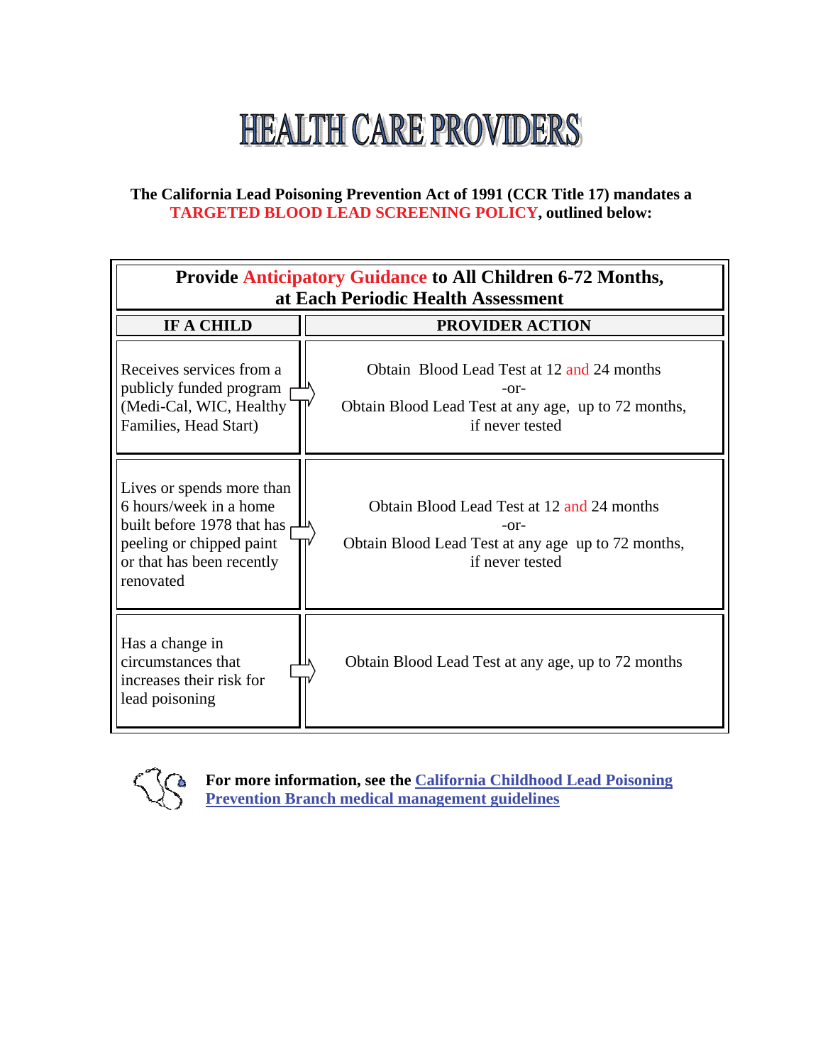# HEALTH CARE PROVIDERS

**The California Lead Poisoning Prevention Act of 1991 (CCR Title 17) mandates a TARGETED BLOOD LEAD SCREENING POLICY, outlined below:**

**Provide Anticipatory Guidance to All Children 6-72 Months, at Each Periodic Health Assessment**

| IF A CHILD | PROVIDER ACTION |
|---|---|
| Receives services from a publicly funded program (Medi-Cal, WIC, Healthy Families, Head Start) | Obtain Blood Lead Test at 12 and 24 months<br>-or-<br>Obtain Blood Lead Test at any age, up to 72 months, if never tested |
| Lives or spends more than 6 hours/week in a home built before 1978 that has peeling or chipped paint or that has been recently renovated | Obtain Blood Lead Test at 12 and 24 months<br>-or-<br>Obtain Blood Lead Test at any age up to 72 months, if never tested |
| Has a change in circumstances that increases their risk for lead poisoning | Obtain Blood Lead Test at any age, up to 72 months |

**For more information, see the California Childhood Lead Poisoning Prevention Branch medical management guidelines**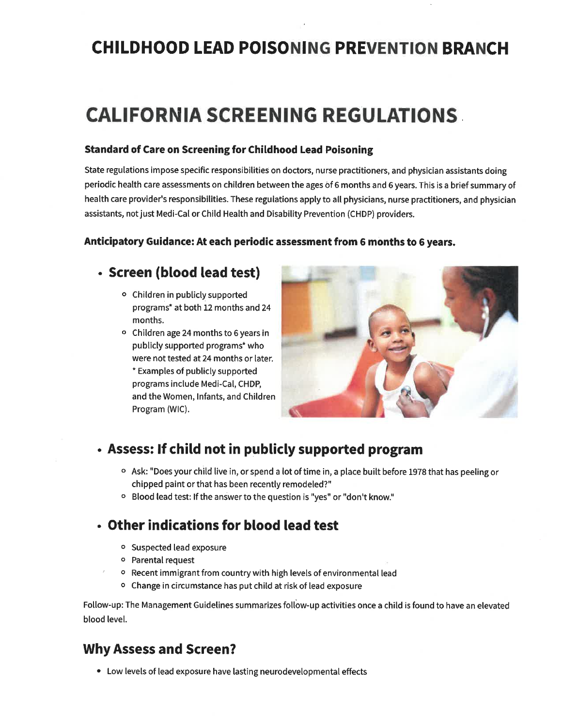# CHILDHOOD LEAD POISONING PREVENTION BRANCH

# CALIFORNIA SCREENING REGULATIONS

### Standard of Care on Screening for Childhood Lead Poisoning

State regulations impose specific responsibilities on doctors, nurse practitioners, and physician assistants doing periodic health care assessments on children between the ages of 6 months and 6 years. This is a brief summary of health care provider's responsibilities. These regulations apply to all physicians, nurse practitioners, and physician assistants, not just Medi-Cal or Child Health and Disability Prevention (CHDP) providers.

### Anticipatory Guidance: At each periodic assessment from 6 months to 6 years.

- ## Screen (blood lead test)
  - Children in publicly supported programs* at both 12 months and 24 months.
  - Children age 24 months to 6 years in publicly supported programs* who were not tested at 24 months or later.

    * Examples of publicly supported programs include Medi-Cal, CHDP, and the Women, Infants, and Children Program (WIC).

- ## Assess: If child not in publicly supported program
  - Ask: "Does your child live in, or spend a lot of time in, a place built before 1978 that has peeling or chipped paint or that has been recently remodeled?"
  - Blood lead test: If the answer to the question is "yes" or "don't know."

- ## Other indications for blood lead test
  - Suspected lead exposure
  - Parental request
  - Recent immigrant from country with high levels of environmental lead
  - Change in circumstance has put child at risk of lead exposure

Follow-up: The Management Guidelines summarizes follow-up activities once a child is found to have an elevated blood level.

## Why Assess and Screen?

- Low levels of lead exposure have lasting neurodevelopmental effects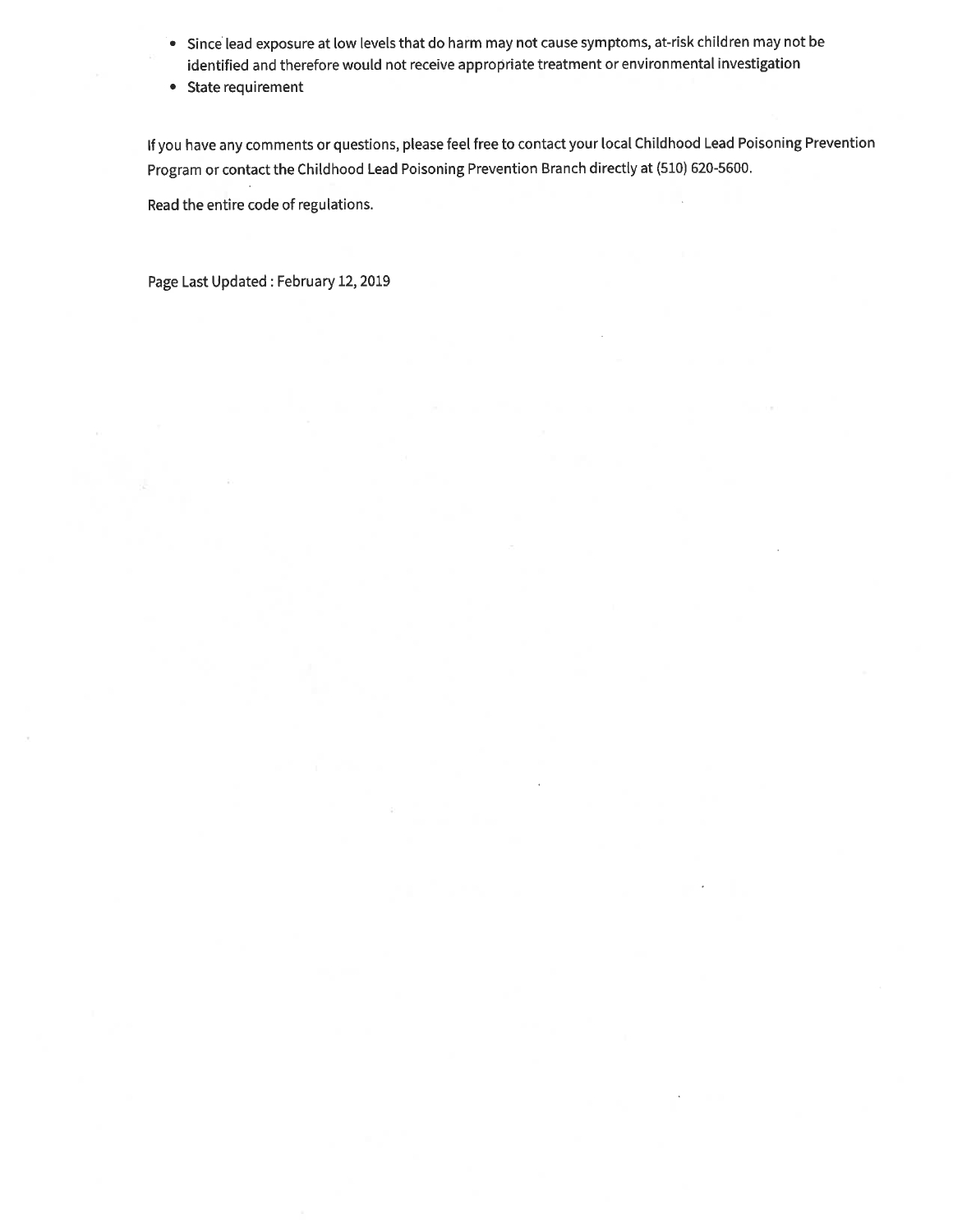- Since lead exposure at low levels that do harm may not cause symptoms, at-risk children may not be identified and therefore would not receive appropriate treatment or environmental investigation
- State requirement

If you have any comments or questions, please feel free to contact your local Childhood Lead Poisoning Prevention Program or contact the Childhood Lead Poisoning Prevention Branch directly at (510) 620-5600.

Read the entire code of regulations.

Page Last Updated : February 12, 2019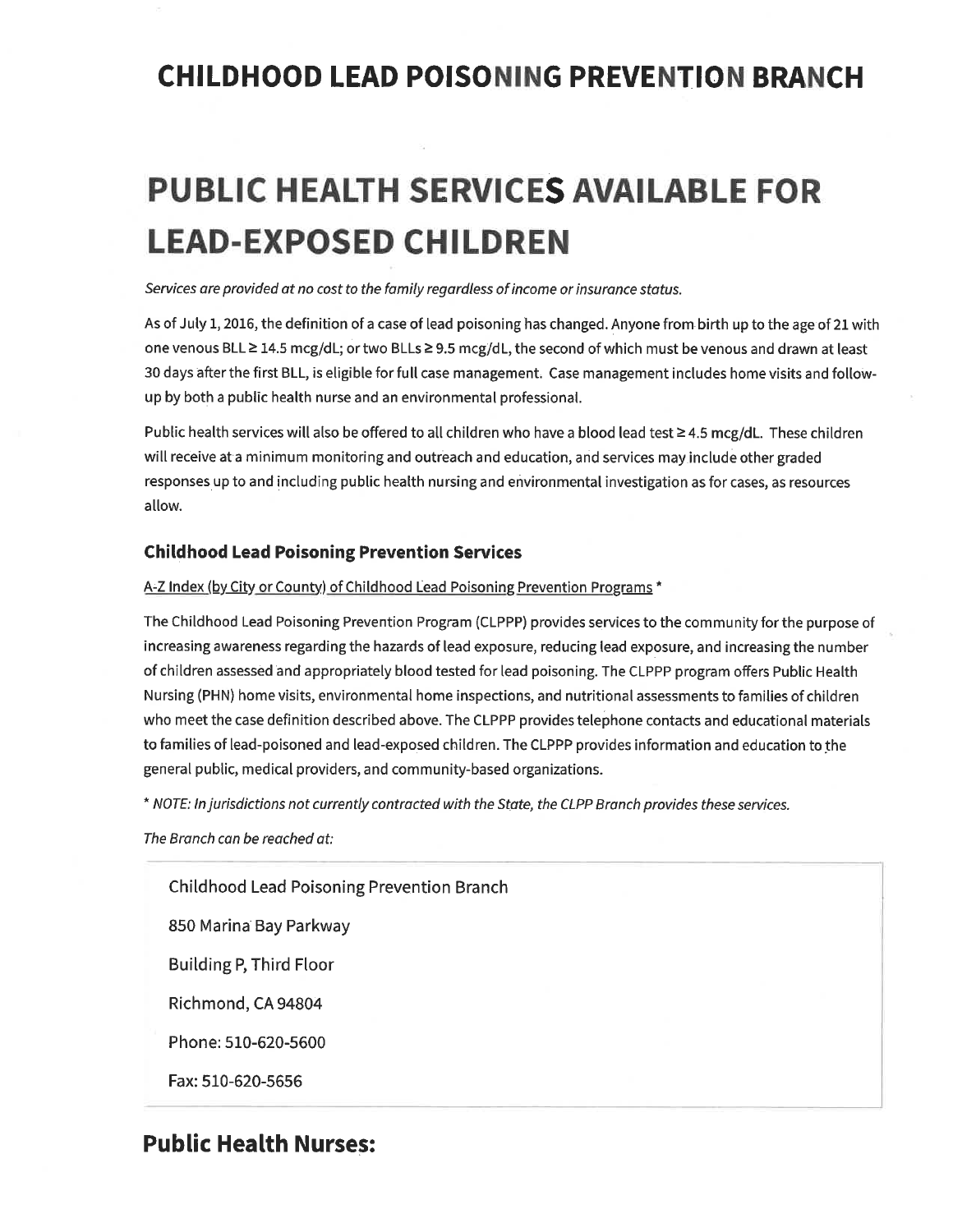# CHILDHOOD LEAD POISONING PREVENTION BRANCH

# PUBLIC HEALTH SERVICES AVAILABLE FOR LEAD-EXPOSED CHILDREN

*Services are provided at no cost to the family regardless of income or insurance status.*

As of July 1, 2016, the definition of a case of lead poisoning has changed. Anyone from birth up to the age of 21 with one venous BLL ≥ 14.5 mcg/dL; or two BLLs ≥ 9.5 mcg/dL, the second of which must be venous and drawn at least 30 days after the first BLL, is eligible for full case management. Case management includes home visits and follow-up by both a public health nurse and an environmental professional.

Public health services will also be offered to all children who have a blood lead test ≥ 4.5 mcg/dL. These children will receive at a minimum monitoring and outreach and education, and services may include other graded responses up to and including public health nursing and environmental investigation as for cases, as resources allow.

### Childhood Lead Poisoning Prevention Services

A-Z Index (by City or County) of Childhood Lead Poisoning Prevention Programs *

The Childhood Lead Poisoning Prevention Program (CLPPP) provides services to the community for the purpose of increasing awareness regarding the hazards of lead exposure, reducing lead exposure, and increasing the number of children assessed and appropriately blood tested for lead poisoning. The CLPPP program offers Public Health Nursing (PHN) home visits, environmental home inspections, and nutritional assessments to families of children who meet the case definition described above. The CLPPP provides telephone contacts and educational materials to families of lead-poisoned and lead-exposed children. The CLPPP provides information and education to the general public, medical providers, and community-based organizations.

* *NOTE: In jurisdictions not currently contracted with the State, the CLPP Branch provides these services.*

*The Branch can be reached at:*

Childhood Lead Poisoning Prevention Branch

850 Marina Bay Parkway

Building P, Third Floor

Richmond, CA 94804

Phone: 510-620-5600

Fax: 510-620-5656

## Public Health Nurses: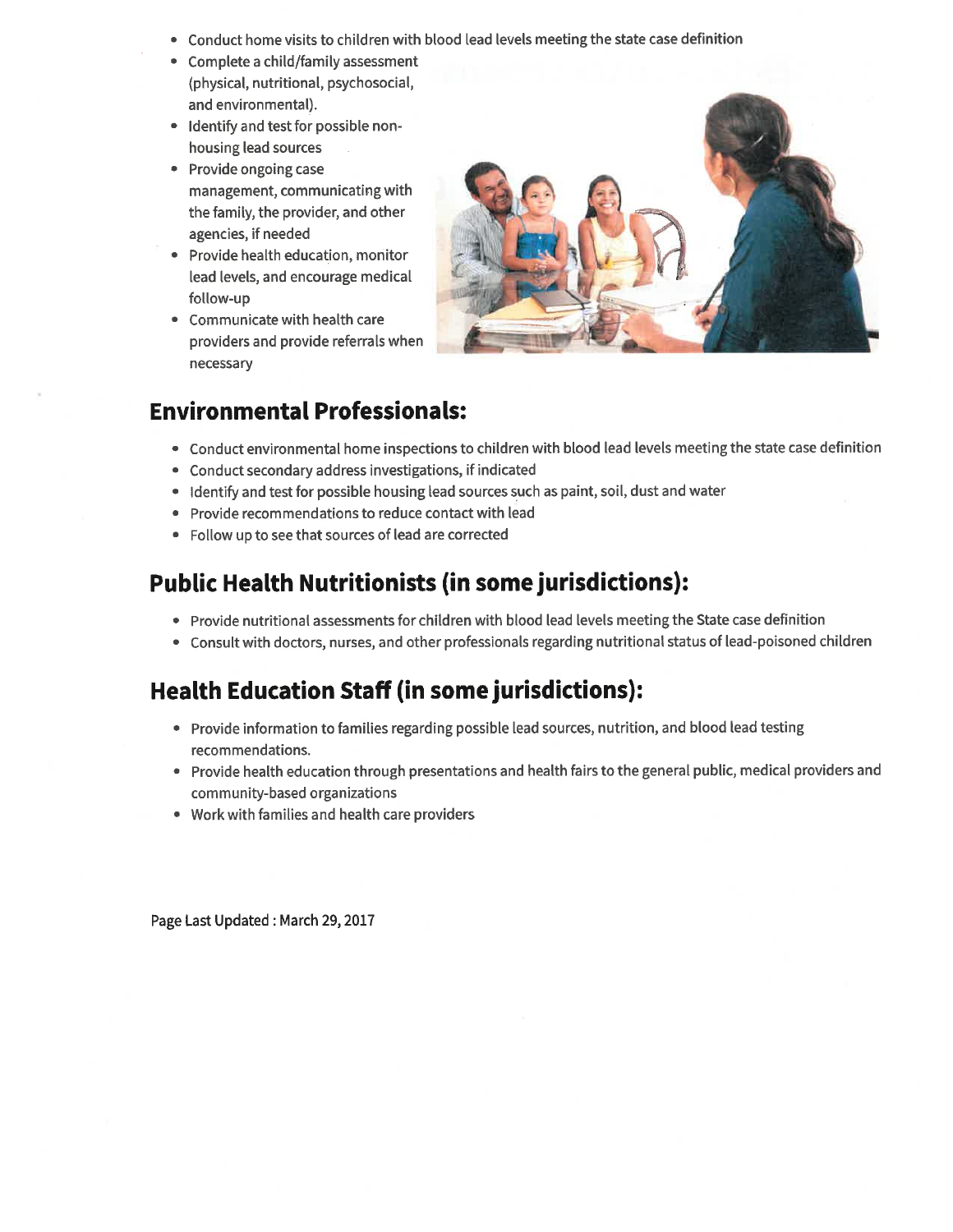- Conduct home visits to children with blood lead levels meeting the state case definition
- Complete a child/family assessment (physical, nutritional, psychosocial, and environmental).
- Identify and test for possible non-housing lead sources
- Provide ongoing case management, communicating with the family, the provider, and other agencies, if needed
- Provide health education, monitor lead levels, and encourage medical follow-up
- Communicate with health care providers and provide referrals when necessary

## Environmental Professionals:

- Conduct environmental home inspections to children with blood lead levels meeting the state case definition
- Conduct secondary address investigations, if indicated
- Identify and test for possible housing lead sources such as paint, soil, dust and water
- Provide recommendations to reduce contact with lead
- Follow up to see that sources of lead are corrected

## Public Health Nutritionists (in some jurisdictions):

- Provide nutritional assessments for children with blood lead levels meeting the State case definition
- Consult with doctors, nurses, and other professionals regarding nutritional status of lead-poisoned children

## Health Education Staff (in some jurisdictions):

- Provide information to families regarding possible lead sources, nutrition, and blood lead testing recommendations.
- Provide health education through presentations and health fairs to the general public, medical providers and community-based organizations
- Work with families and health care providers

Page Last Updated : March 29, 2017